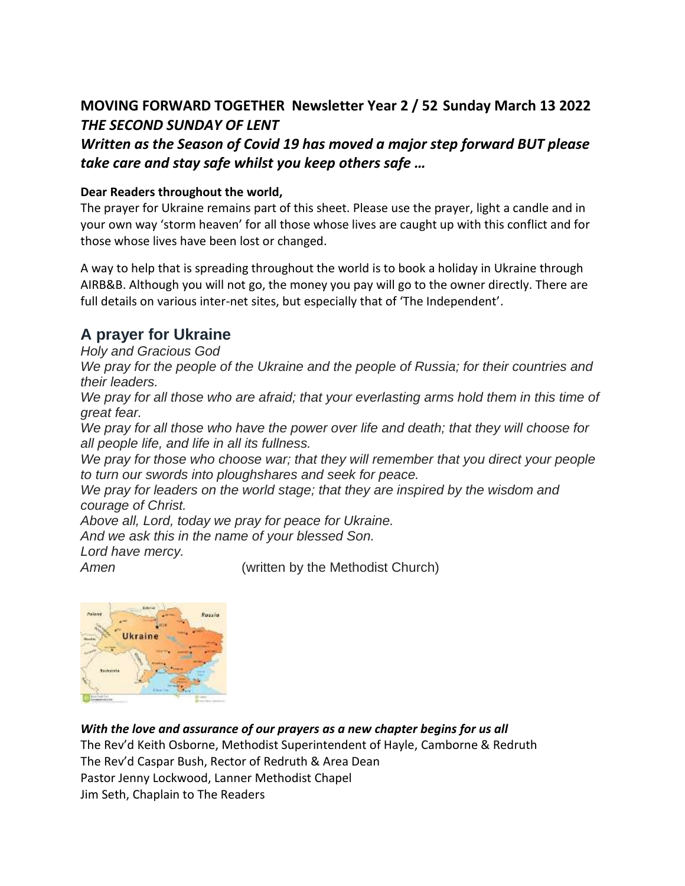## MOVING FORWARD TOGETHER Newsletter Year 2 / 52 Sunday March 13 2022

### *THE SECOND SUNDAY OF LENT*

### *Written as the Season of Covid 19 has moved a major step forward BUT please take care and stay safe whilst you keep others safe …*

**Dear Readers throughout the world,**

The prayer for Ukraine remains part of this sheet. Please use the prayer, light a candle and in your own way 'storm heaven' for all those whose lives are caught up with this conflict and for those whose lives have been lost or changed.

A way to help that is spreading throughout the world is to book a holiday in Ukraine through AIRB&B. Although you will not go, the money you pay will go to the owner directly. There are full details on various inter-net sites, but especially that of 'The Independent'.

## A prayer for Ukraine

*Holy and Gracious God*
*We pray for the people of the Ukraine and the people of Russia; for their countries and their leaders.*
*We pray for all those who are afraid; that your everlasting arms hold them in this time of great fear.*
*We pray for all those who have the power over life and death; that they will choose for all people life, and life in all its fullness.*
*We pray for those who choose war; that they will remember that you direct your people to turn our swords into ploughshares and seek for peace.*
*We pray for leaders on the world stage; that they are inspired by the wisdom and courage of Christ.*
*Above all, Lord, today we pray for peace for Ukraine.*
*And we ask this in the name of your blessed Son.*
*Lord have mercy.*
*Amen* (written by the Methodist Church)

***With the love and assurance of our prayers as a new chapter begins for us all***

The Rev'd Keith Osborne, Methodist Superintendent of Hayle, Camborne & Redruth
The Rev'd Caspar Bush, Rector of Redruth & Area Dean
Pastor Jenny Lockwood, Lanner Methodist Chapel
Jim Seth, Chaplain to The Readers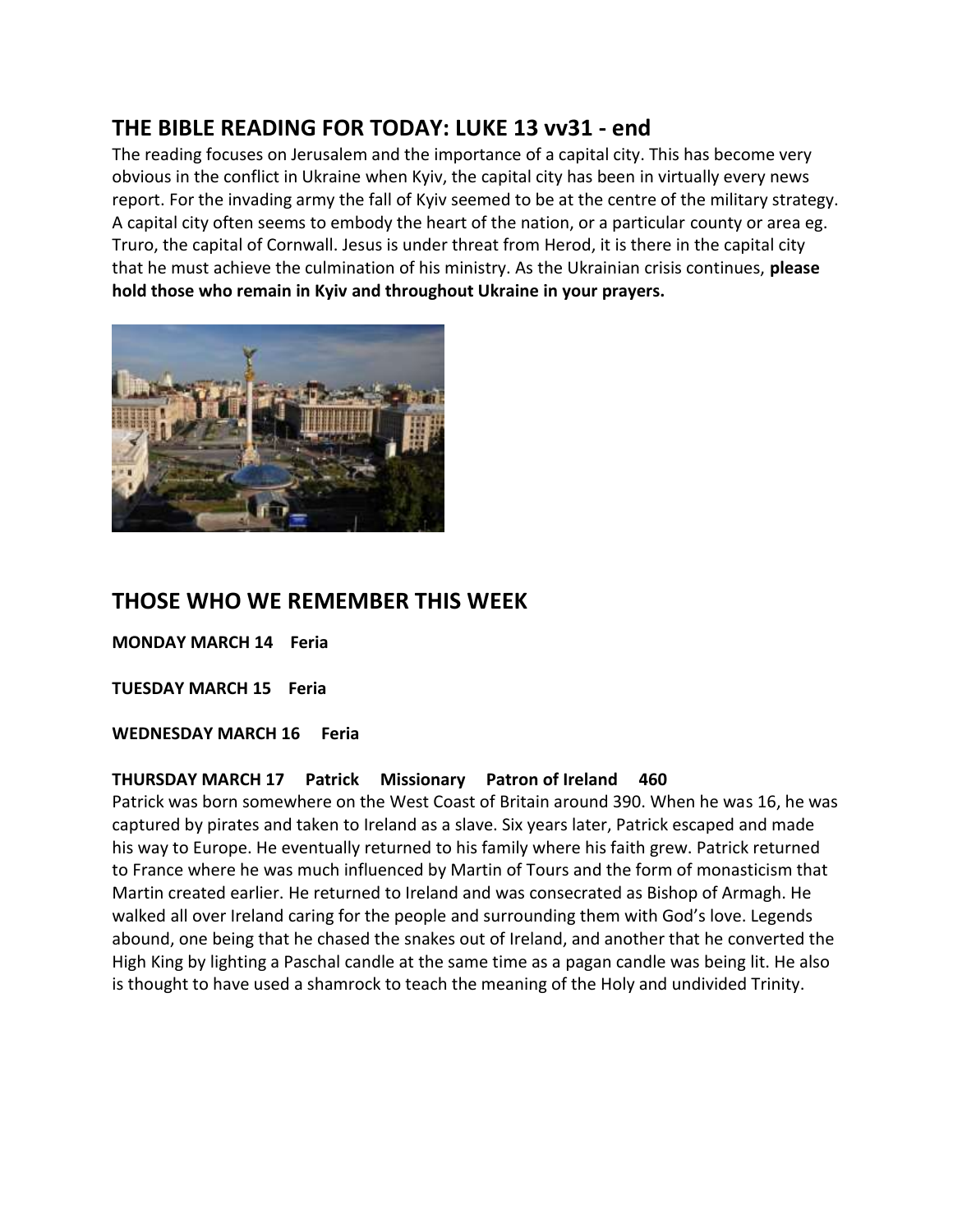## THE BIBLE READING FOR TODAY: LUKE 13 vv31 - end

The reading focuses on Jerusalem and the importance of a capital city. This has become very obvious in the conflict in Ukraine when Kyiv, the capital city has been in virtually every news report. For the invading army the fall of Kyiv seemed to be at the centre of the military strategy. A capital city often seems to embody the heart of the nation, or a particular county or area eg. Truro, the capital of Cornwall. Jesus is under threat from Herod, it is there in the capital city that he must achieve the culmination of his ministry. As the Ukrainian crisis continues, **please hold those who remain in Kyiv and throughout Ukraine in your prayers.**

## THOSE WHO WE REMEMBER THIS WEEK

**MONDAY MARCH 14 Feria**

**TUESDAY MARCH 15 Feria**

**WEDNESDAY MARCH 16 Feria**

**THURSDAY MARCH 17 Patrick Missionary Patron of Ireland 460**

Patrick was born somewhere on the West Coast of Britain around 390. When he was 16, he was captured by pirates and taken to Ireland as a slave. Six years later, Patrick escaped and made his way to Europe. He eventually returned to his family where his faith grew. Patrick returned to France where he was much influenced by Martin of Tours and the form of monasticism that Martin created earlier. He returned to Ireland and was consecrated as Bishop of Armagh. He walked all over Ireland caring for the people and surrounding them with God's love. Legends abound, one being that he chased the snakes out of Ireland, and another that he converted the High King by lighting a Paschal candle at the same time as a pagan candle was being lit. He also is thought to have used a shamrock to teach the meaning of the Holy and undivided Trinity.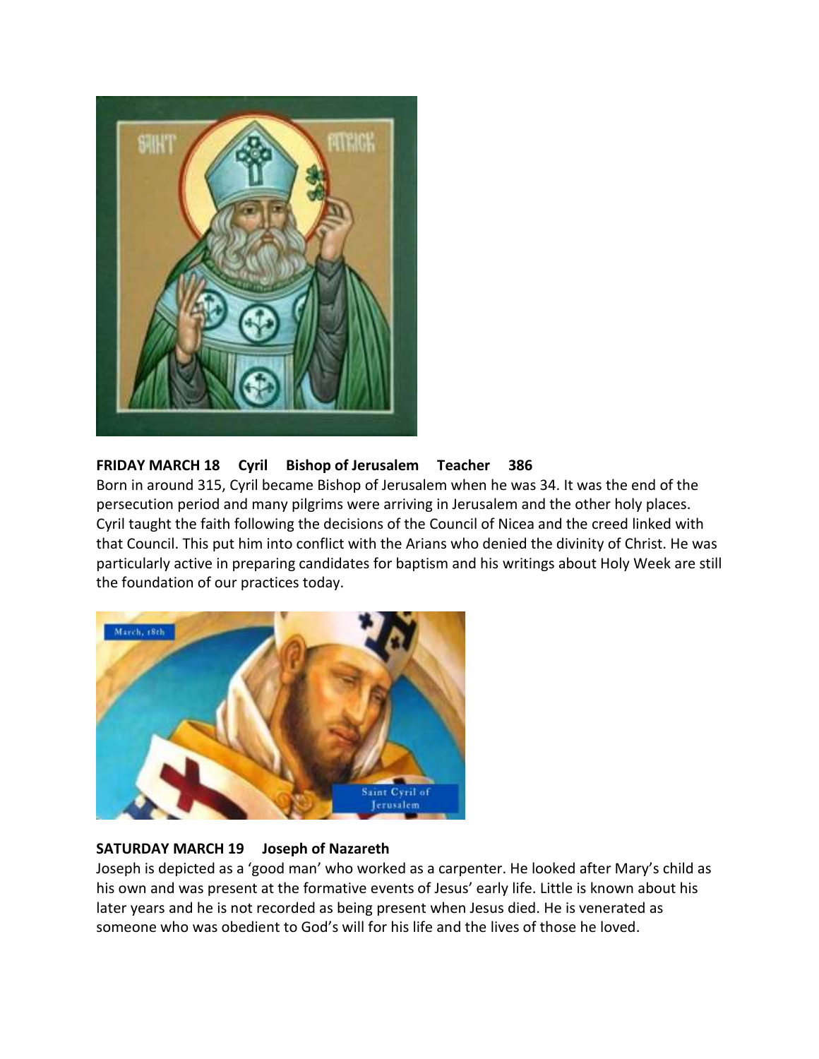**FRIDAY MARCH 18 Cyril Bishop of Jerusalem Teacher 386**

Born in around 315, Cyril became Bishop of Jerusalem when he was 34. It was the end of the persecution period and many pilgrims were arriving in Jerusalem and the other holy places. Cyril taught the faith following the decisions of the Council of Nicea and the creed linked with that Council. This put him into conflict with the Arians who denied the divinity of Christ. He was particularly active in preparing candidates for baptism and his writings about Holy Week are still the foundation of our practices today.

**SATURDAY MARCH 19 Joseph of Nazareth**

Joseph is depicted as a 'good man' who worked as a carpenter. He looked after Mary's child as his own and was present at the formative events of Jesus' early life. Little is known about his later years and he is not recorded as being present when Jesus died. He is venerated as someone who was obedient to God's will for his life and the lives of those he loved.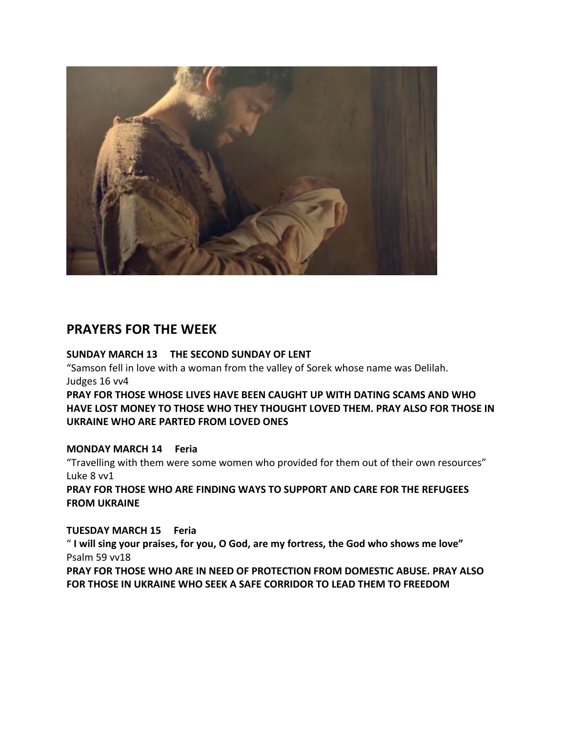## PRAYERS FOR THE WEEK

**SUNDAY MARCH 13 THE SECOND SUNDAY OF LENT**

"Samson fell in love with a woman from the valley of Sorek whose name was Delilah.
Judges 16 vv4

**PRAY FOR THOSE WHOSE LIVES HAVE BEEN CAUGHT UP WITH DATING SCAMS AND WHO HAVE LOST MONEY TO THOSE WHO THEY THOUGHT LOVED THEM. PRAY ALSO FOR THOSE IN UKRAINE WHO ARE PARTED FROM LOVED ONES**

**MONDAY MARCH 14 Feria**

"Travelling with them were some women who provided for them out of their own resources"
Luke 8 vv1

**PRAY FOR THOSE WHO ARE FINDING WAYS TO SUPPORT AND CARE FOR THE REFUGEES FROM UKRAINE**

**TUESDAY MARCH 15 Feria**

**" I will sing your praises, for you, O God, are my fortress, the God who shows me love"**
Psalm 59 vv18

**PRAY FOR THOSE WHO ARE IN NEED OF PROTECTION FROM DOMESTIC ABUSE. PRAY ALSO FOR THOSE IN UKRAINE WHO SEEK A SAFE CORRIDOR TO LEAD THEM TO FREEDOM**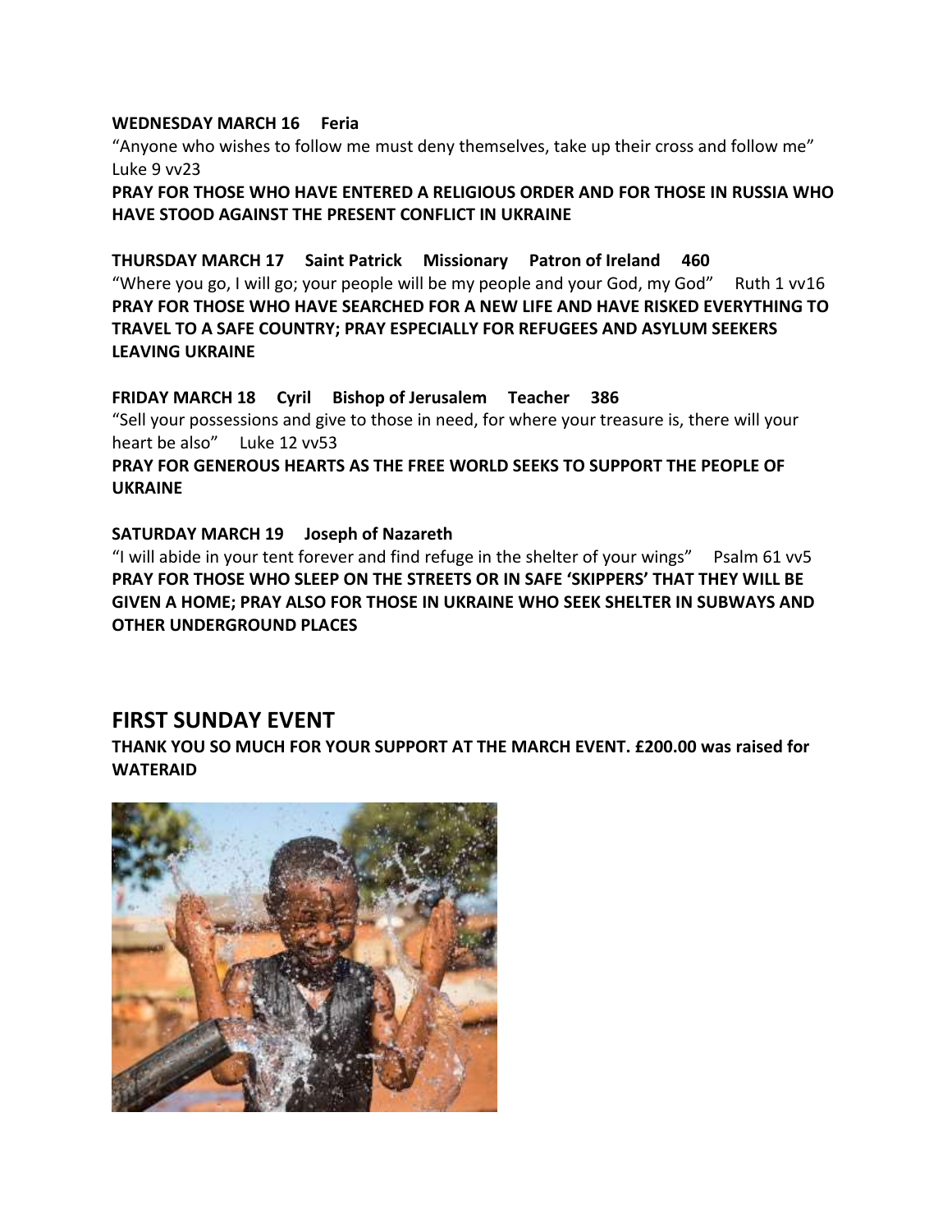**WEDNESDAY MARCH 16 Feria**

"Anyone who wishes to follow me must deny themselves, take up their cross and follow me" Luke 9 vv23

**PRAY FOR THOSE WHO HAVE ENTERED A RELIGIOUS ORDER AND FOR THOSE IN RUSSIA WHO HAVE STOOD AGAINST THE PRESENT CONFLICT IN UKRAINE**

**THURSDAY MARCH 17 Saint Patrick Missionary Patron of Ireland 460**

"Where you go, I will go; your people will be my people and your God, my God" Ruth 1 vv16

**PRAY FOR THOSE WHO HAVE SEARCHED FOR A NEW LIFE AND HAVE RISKED EVERYTHING TO TRAVEL TO A SAFE COUNTRY; PRAY ESPECIALLY FOR REFUGEES AND ASYLUM SEEKERS LEAVING UKRAINE**

**FRIDAY MARCH 18 Cyril Bishop of Jerusalem Teacher 386**

"Sell your possessions and give to those in need, for where your treasure is, there will your heart be also" Luke 12 vv53

**PRAY FOR GENEROUS HEARTS AS THE FREE WORLD SEEKS TO SUPPORT THE PEOPLE OF UKRAINE**

**SATURDAY MARCH 19 Joseph of Nazareth**

"I will abide in your tent forever and find refuge in the shelter of your wings" Psalm 61 vv5

**PRAY FOR THOSE WHO SLEEP ON THE STREETS OR IN SAFE 'SKIPPERS' THAT THEY WILL BE GIVEN A HOME; PRAY ALSO FOR THOSE IN UKRAINE WHO SEEK SHELTER IN SUBWAYS AND OTHER UNDERGROUND PLACES**

## FIRST SUNDAY EVENT

**THANK YOU SO MUCH FOR YOUR SUPPORT AT THE MARCH EVENT. £200.00 was raised for WATERAID**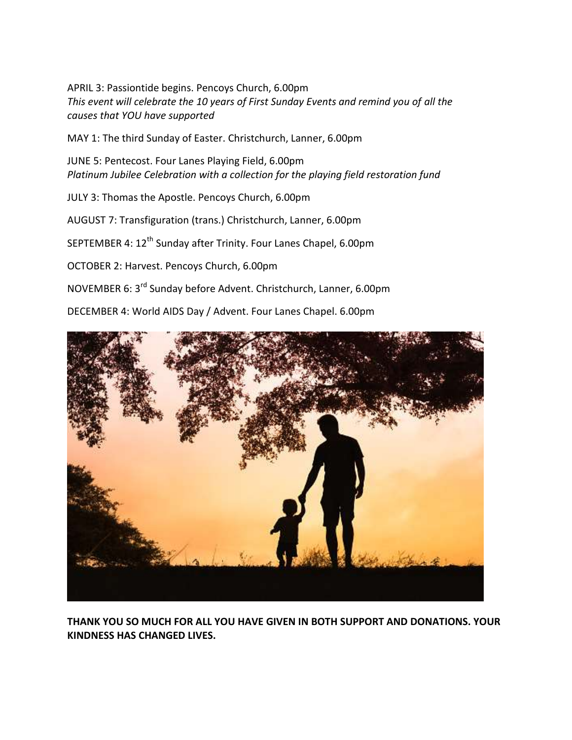APRIL 3: Passiontide begins. Pencoys Church, 6.00pm
*This event will celebrate the 10 years of First Sunday Events and remind you of all the causes that YOU have supported*

MAY 1: The third Sunday of Easter. Christchurch, Lanner, 6.00pm

JUNE 5: Pentecost. Four Lanes Playing Field, 6.00pm
*Platinum Jubilee Celebration with a collection for the playing field restoration fund*

JULY 3: Thomas the Apostle. Pencoys Church, 6.00pm

AUGUST 7: Transfiguration (trans.) Christchurch, Lanner, 6.00pm

SEPTEMBER 4: 12th Sunday after Trinity. Four Lanes Chapel, 6.00pm

OCTOBER 2: Harvest. Pencoys Church, 6.00pm

NOVEMBER 6: 3rd Sunday before Advent. Christchurch, Lanner, 6.00pm

DECEMBER 4: World AIDS Day / Advent. Four Lanes Chapel. 6.00pm

**THANK YOU SO MUCH FOR ALL YOU HAVE GIVEN IN BOTH SUPPORT AND DONATIONS. YOUR KINDNESS HAS CHANGED LIVES.**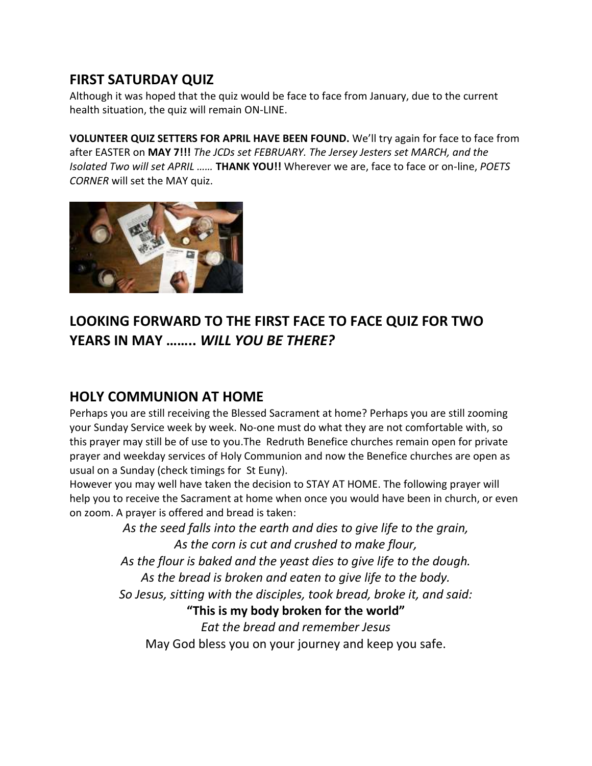## FIRST SATURDAY QUIZ

Although it was hoped that the quiz would be face to face from January, due to the current health situation, the quiz will remain ON-LINE.

**VOLUNTEER QUIZ SETTERS FOR APRIL HAVE BEEN FOUND.** We'll try again for face to face from after EASTER on **MAY 7!!!** *The JCDs set FEBRUARY. The Jersey Jesters set MARCH, and the Isolated Two will set APRIL ……* **THANK YOU!!** Wherever we are, face to face or on-line, *POETS CORNER* will set the MAY quiz.

## LOOKING FORWARD TO THE FIRST FACE TO FACE QUIZ FOR TWO YEARS IN MAY …….. *WILL YOU BE THERE?*

## HOLY COMMUNION AT HOME

Perhaps you are still receiving the Blessed Sacrament at home? Perhaps you are still zooming your Sunday Service week by week. No-one must do what they are not comfortable with, so this prayer may still be of use to you.The Redruth Benefice churches remain open for private prayer and weekday services of Holy Communion and now the Benefice churches are open as usual on a Sunday (check timings for St Euny).

However you may well have taken the decision to STAY AT HOME. The following prayer will help you to receive the Sacrament at home when once you would have been in church, or even on zoom. A prayer is offered and bread is taken:

*As the seed falls into the earth and dies to give life to the grain,*
*As the corn is cut and crushed to make flour,*
*As the flour is baked and the yeast dies to give life to the dough.*
*As the bread is broken and eaten to give life to the body.*
*So Jesus, sitting with the disciples, took bread, broke it, and said:*
**"This is my body broken for the world"**
*Eat the bread and remember Jesus*
May God bless you on your journey and keep you safe.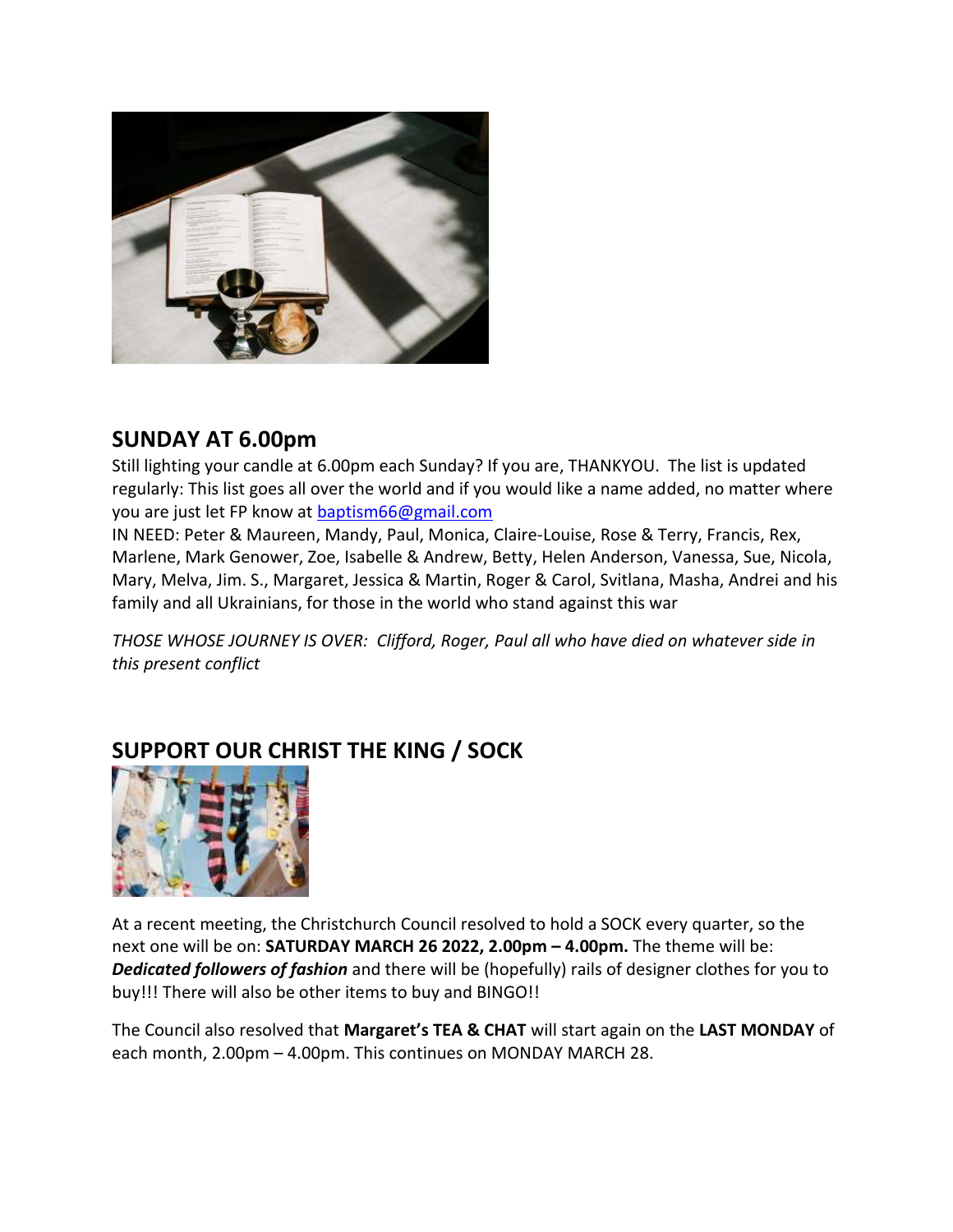## SUNDAY AT 6.00pm

Still lighting your candle at 6.00pm each Sunday? If you are, THANKYOU. The list is updated regularly: This list goes all over the world and if you would like a name added, no matter where you are just let FP know at baptism66@gmail.com

IN NEED: Peter & Maureen, Mandy, Paul, Monica, Claire-Louise, Rose & Terry, Francis, Rex, Marlene, Mark Genower, Zoe, Isabelle & Andrew, Betty, Helen Anderson, Vanessa, Sue, Nicola, Mary, Melva, Jim. S., Margaret, Jessica & Martin, Roger & Carol, Svitlana, Masha, Andrei and his family and all Ukrainians, for those in the world who stand against this war

*THOSE WHOSE JOURNEY IS OVER: Clifford, Roger, Paul all who have died on whatever side in this present conflict*

## SUPPORT OUR CHRIST THE KING / SOCK

At a recent meeting, the Christchurch Council resolved to hold a SOCK every quarter, so the next one will be on: **SATURDAY MARCH 26 2022, 2.00pm – 4.00pm.** The theme will be: ***Dedicated followers of fashion*** and there will be (hopefully) rails of designer clothes for you to buy!!! There will also be other items to buy and BINGO!!

The Council also resolved that **Margaret's TEA & CHAT** will start again on the **LAST MONDAY** of each month, 2.00pm – 4.00pm. This continues on MONDAY MARCH 28.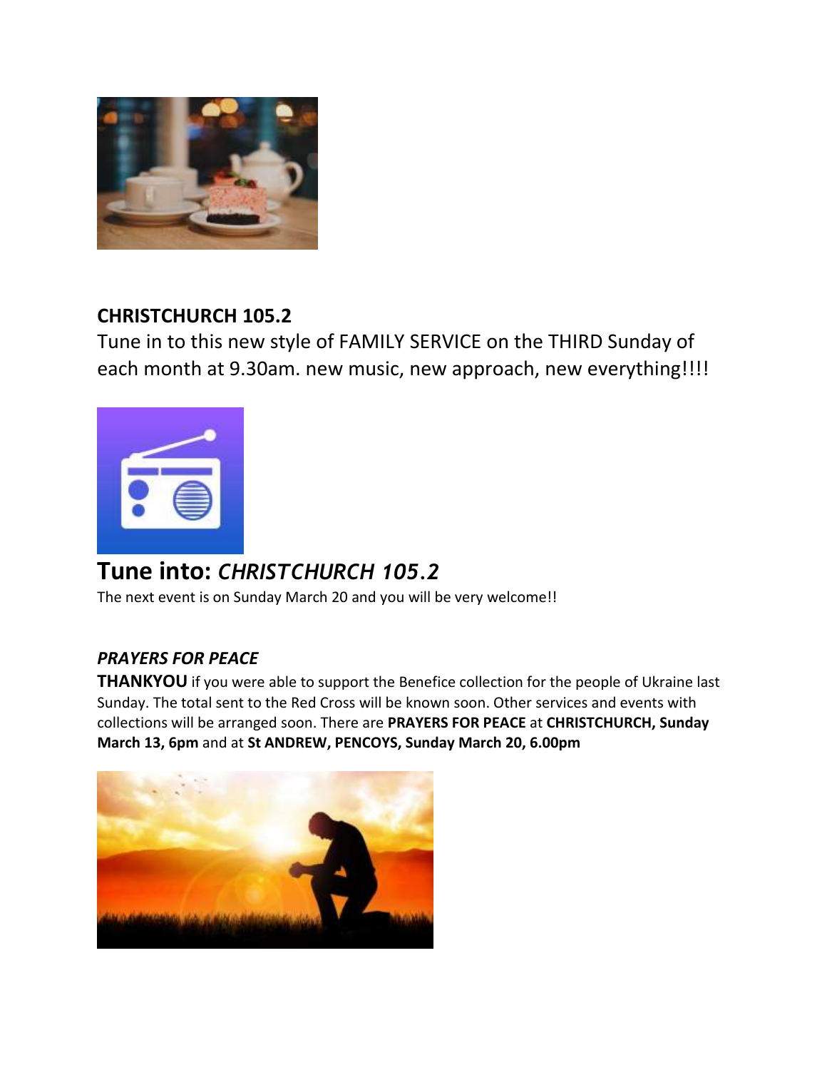**CHRISTCHURCH 105.2**

Tune in to this new style of FAMILY SERVICE on the THIRD Sunday of each month at 9.30am. new music, new approach, new everything!!!!

# Tune into: *CHRISTCHURCH 105.2*

The next event is on Sunday March 20 and you will be very welcome!!

***PRAYERS FOR PEACE***

**THANKYOU** if you were able to support the Benefice collection for the people of Ukraine last Sunday. The total sent to the Red Cross will be known soon. Other services and events with collections will be arranged soon. There are **PRAYERS FOR PEACE** at **CHRISTCHURCH, Sunday March 13, 6pm** and at **St ANDREW, PENCOYS, Sunday March 20, 6.00pm**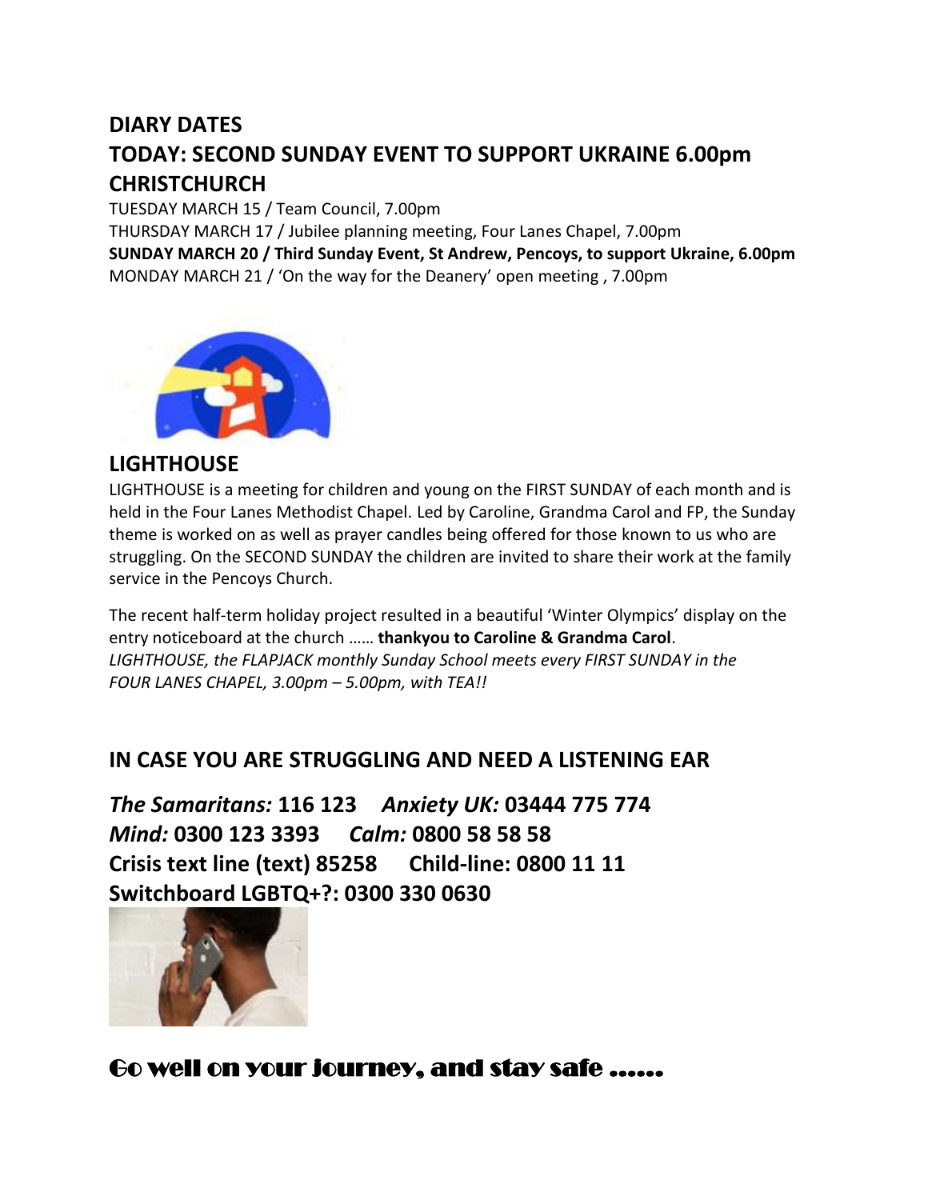## DIARY DATES

## TODAY: SECOND SUNDAY EVENT TO SUPPORT UKRAINE 6.00pm CHRISTCHURCH

TUESDAY MARCH 15 / Team Council, 7.00pm
THURSDAY MARCH 17 / Jubilee planning meeting, Four Lanes Chapel, 7.00pm
**SUNDAY MARCH 20 / Third Sunday Event, St Andrew, Pencoys, to support Ukraine, 6.00pm**
MONDAY MARCH 21 / 'On the way for the Deanery' open meeting , 7.00pm

## LIGHTHOUSE

LIGHTHOUSE is a meeting for children and young on the FIRST SUNDAY of each month and is held in the Four Lanes Methodist Chapel. Led by Caroline, Grandma Carol and FP, the Sunday theme is worked on as well as prayer candles being offered for those known to us who are struggling. On the SECOND SUNDAY the children are invited to share their work at the family service in the Pencoys Church.

The recent half-term holiday project resulted in a beautiful 'Winter Olympics' display on the entry noticeboard at the church …… **thankyou to Caroline & Grandma Carol**.
*LIGHTHOUSE, the FLAPJACK monthly Sunday School meets every FIRST SUNDAY in the FOUR LANES CHAPEL, 3.00pm – 5.00pm, with TEA!!*

## IN CASE YOU ARE STRUGGLING AND NEED A LISTENING EAR

***The Samaritans:*** **116 123** ***Anxiety UK:*** **03444 775 774**
***Mind:*** **0300 123 3393** ***Calm:*** **0800 58 58 58**
**Crisis text line (text) 85258 Child-line: 0800 11 11**
**Switchboard LGBTQ+?: 0300 330 0630**

**Go well on your journey, and stay safe ……**